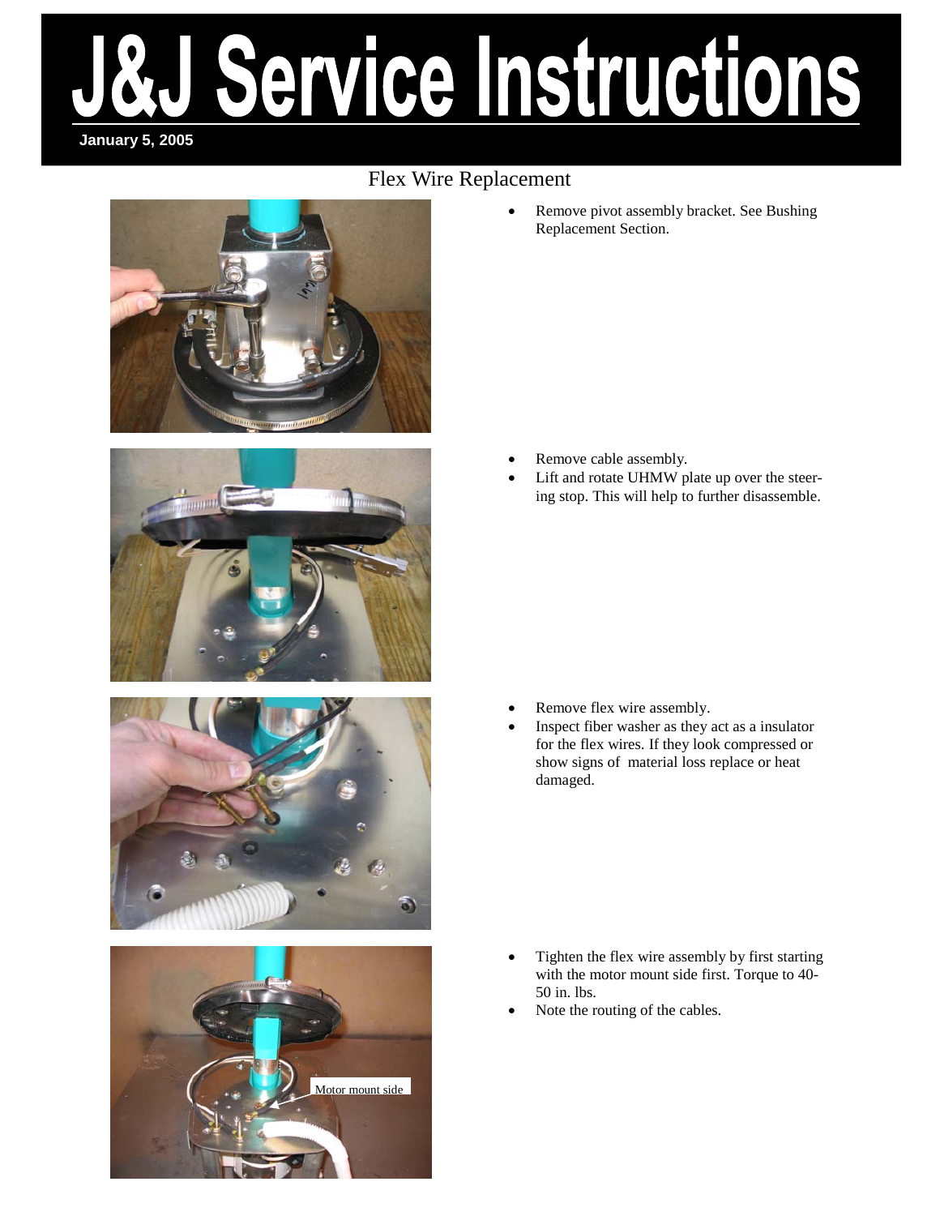# J&J Service Instructions

**January 5, 2005**

## Flex Wire Replacement

- Remove pivot assembly bracket. See Bushing Replacement Section.

- Remove cable assembly.
- Lift and rotate UHMW plate up over the steering stop. This will help to further disassemble.

- Remove flex wire assembly.
- Inspect fiber washer as they act as a insulator for the flex wires. If they look compressed or show signs of material loss replace or heat damaged.

- Tighten the flex wire assembly by first starting with the motor mount side first. Torque to 40-50 in. lbs.
- Note the routing of the cables.

Motor mount side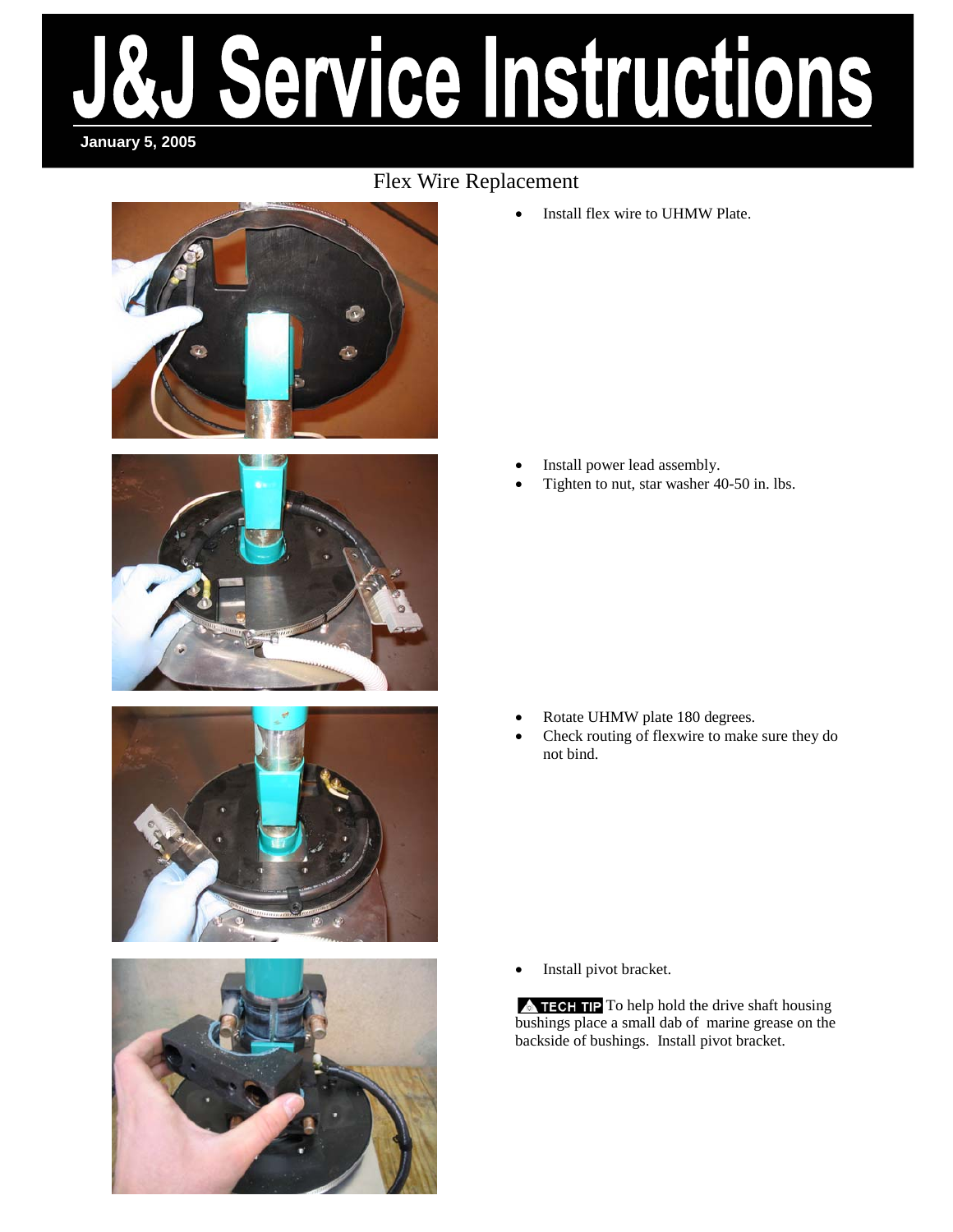# J&J Service Instructions

**January 5, 2005**

## Flex Wire Replacement

- Install flex wire to UHMW Plate.

- Install power lead assembly.
- Tighten to nut, star washer 40-50 in. lbs.

- Rotate UHMW plate 180 degrees.
- Check routing of flexwire to make sure they do not bind.

- Install pivot bracket.

**TECH TIP** To help hold the drive shaft housing bushings place a small dab of marine grease on the backside of bushings. Install pivot bracket.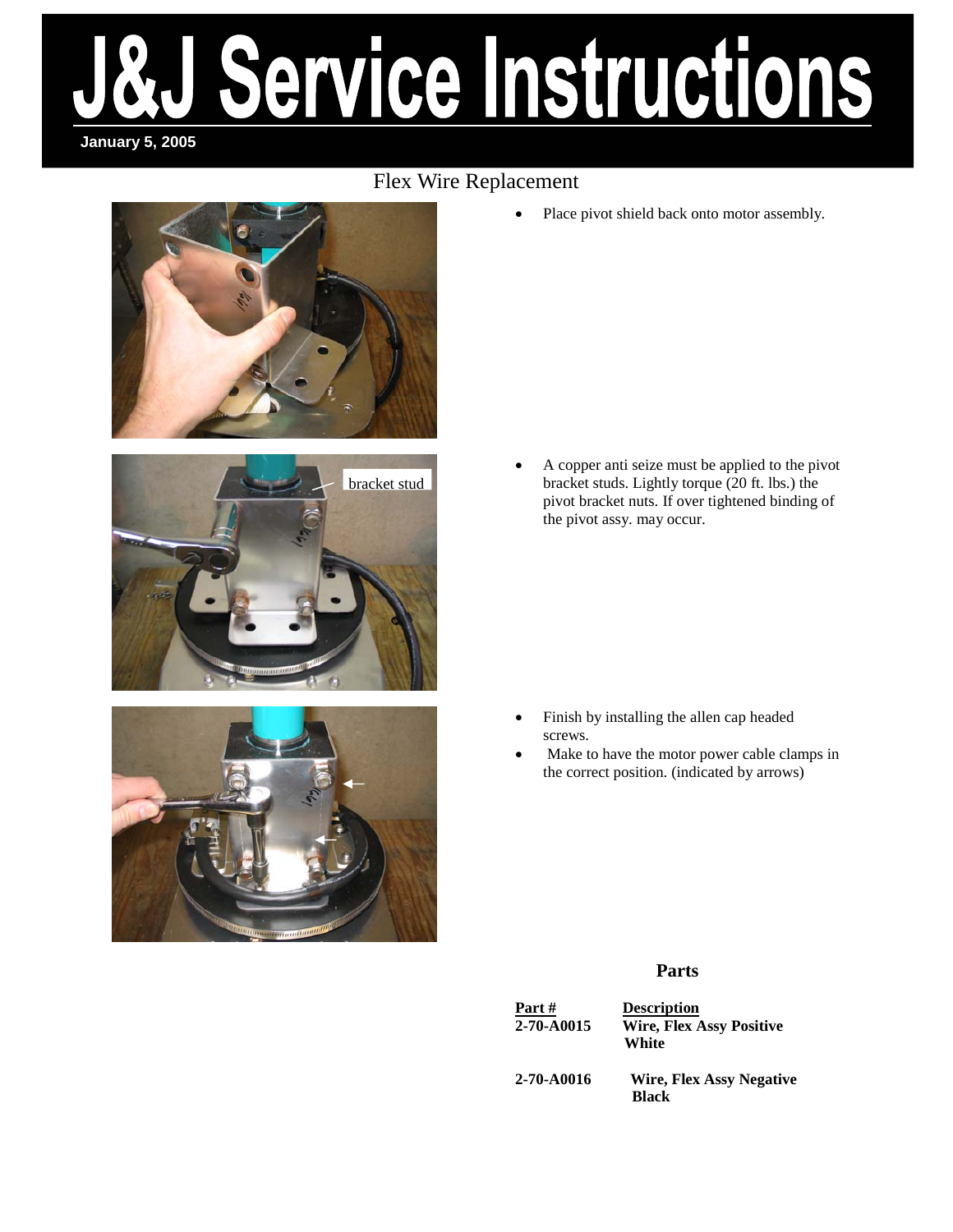# J&J Service Instructions

January 5, 2005

## Flex Wire Replacement

- Place pivot shield back onto motor assembly.

bracket stud

- A copper anti seize must be applied to the pivot bracket studs. Lightly torque (20 ft. lbs.) the pivot bracket nuts. If over tightened binding of the pivot assy. may occur.

- Finish by installing the allen cap headed screws.
- Make to have the motor power cable clamps in the correct position. (indicated by arrows)

### Parts

| Part # | Description |
|---|---|
| 2-70-A0015 | Wire, Flex Assy Positive White |
| 2-70-A0016 | Wire, Flex Assy Negative Black |